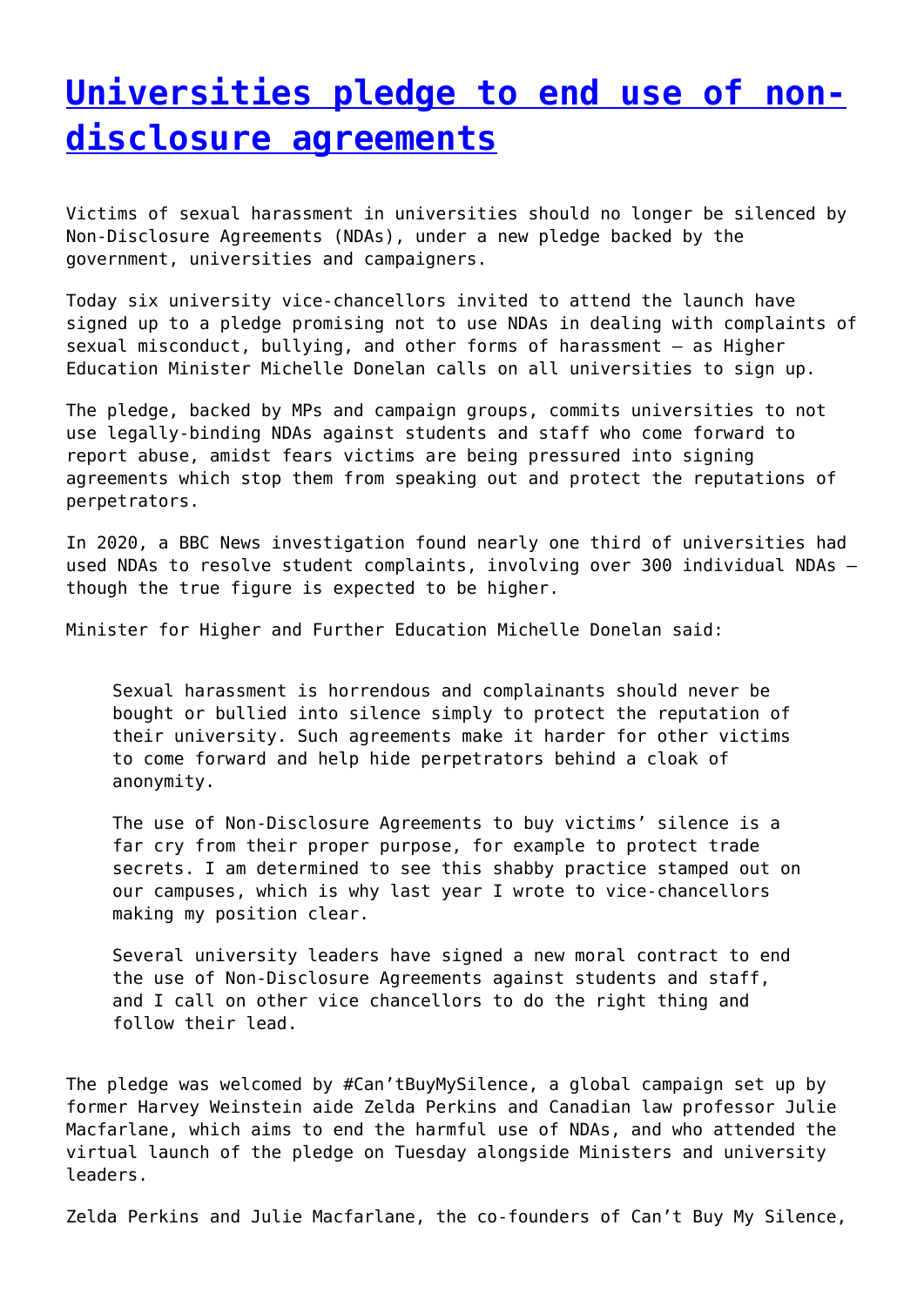# [Universities pledge to end use of non-disclosure agreements]()

Victims of sexual harassment in universities should no longer be silenced by Non-Disclosure Agreements (NDAs), under a new pledge backed by the government, universities and campaigners.

Today six university vice-chancellors invited to attend the launch have signed up to a pledge promising not to use NDAs in dealing with complaints of sexual misconduct, bullying, and other forms of harassment – as Higher Education Minister Michelle Donelan calls on all universities to sign up.

The pledge, backed by MPs and campaign groups, commits universities to not use legally-binding NDAs against students and staff who come forward to report abuse, amidst fears victims are being pressured into signing agreements which stop them from speaking out and protect the reputations of perpetrators.

In 2020, a BBC News investigation found nearly one third of universities had used NDAs to resolve student complaints, involving over 300 individual NDAs – though the true figure is expected to be higher.

Minister for Higher and Further Education Michelle Donelan said:

> Sexual harassment is horrendous and complainants should never be bought or bullied into silence simply to protect the reputation of their university. Such agreements make it harder for other victims to come forward and help hide perpetrators behind a cloak of anonymity.
>
> The use of Non-Disclosure Agreements to buy victims' silence is a far cry from their proper purpose, for example to protect trade secrets. I am determined to see this shabby practice stamped out on our campuses, which is why last year I wrote to vice-chancellors making my position clear.
>
> Several university leaders have signed a new moral contract to end the use of Non-Disclosure Agreements against students and staff, and I call on other vice chancellors to do the right thing and follow their lead.

The pledge was welcomed by #Can'tBuyMySilence, a global campaign set up by former Harvey Weinstein aide Zelda Perkins and Canadian law professor Julie Macfarlane, which aims to end the harmful use of NDAs, and who attended the virtual launch of the pledge on Tuesday alongside Ministers and university leaders.

Zelda Perkins and Julie Macfarlane, the co-founders of Can't Buy My Silence,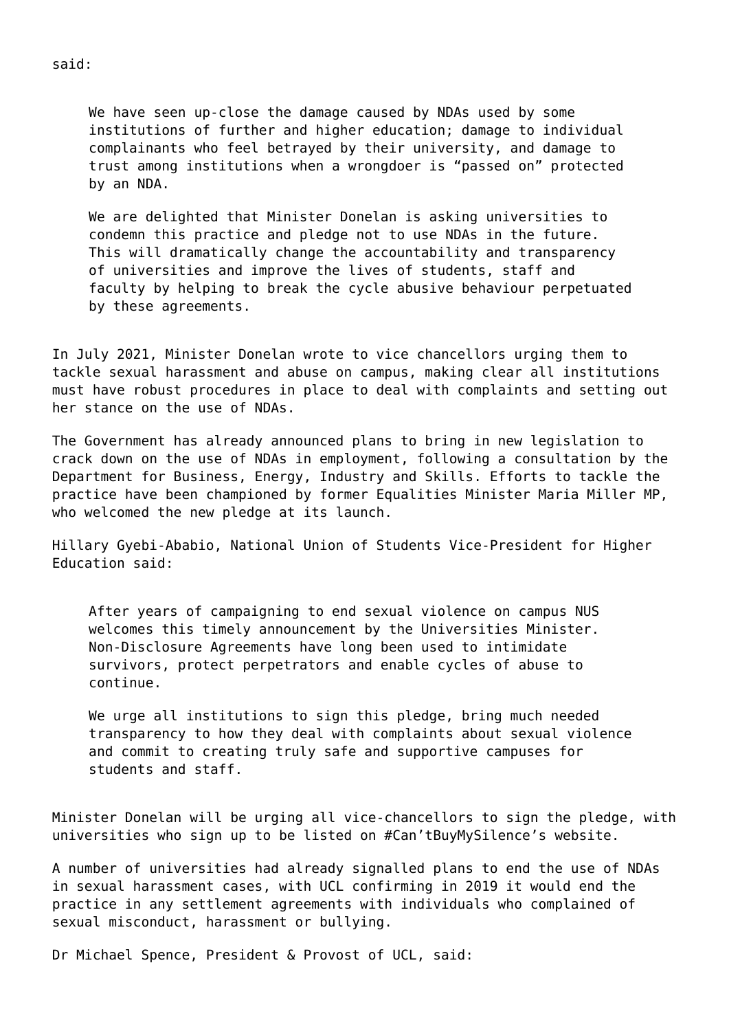said:

> We have seen up-close the damage caused by NDAs used by some institutions of further and higher education; damage to individual complainants who feel betrayed by their university, and damage to trust among institutions when a wrongdoer is "passed on" protected by an NDA.
>
> We are delighted that Minister Donelan is asking universities to condemn this practice and pledge not to use NDAs in the future. This will dramatically change the accountability and transparency of universities and improve the lives of students, staff and faculty by helping to break the cycle abusive behaviour perpetuated by these agreements.

In July 2021, Minister Donelan wrote to vice chancellors urging them to tackle sexual harassment and abuse on campus, making clear all institutions must have robust procedures in place to deal with complaints and setting out her stance on the use of NDAs.

The Government has already announced plans to bring in new legislation to crack down on the use of NDAs in employment, following a consultation by the Department for Business, Energy, Industry and Skills. Efforts to tackle the practice have been championed by former Equalities Minister Maria Miller MP, who welcomed the new pledge at its launch.

Hillary Gyebi-Ababio, National Union of Students Vice-President for Higher Education said:

> After years of campaigning to end sexual violence on campus NUS welcomes this timely announcement by the Universities Minister. Non-Disclosure Agreements have long been used to intimidate survivors, protect perpetrators and enable cycles of abuse to continue.
>
> We urge all institutions to sign this pledge, bring much needed transparency to how they deal with complaints about sexual violence and commit to creating truly safe and supportive campuses for students and staff.

Minister Donelan will be urging all vice-chancellors to sign the pledge, with universities who sign up to be listed on #Can'tBuyMySilence's website.

A number of universities had already signalled plans to end the use of NDAs in sexual harassment cases, with UCL confirming in 2019 it would end the practice in any settlement agreements with individuals who complained of sexual misconduct, harassment or bullying.

Dr Michael Spence, President & Provost of UCL, said: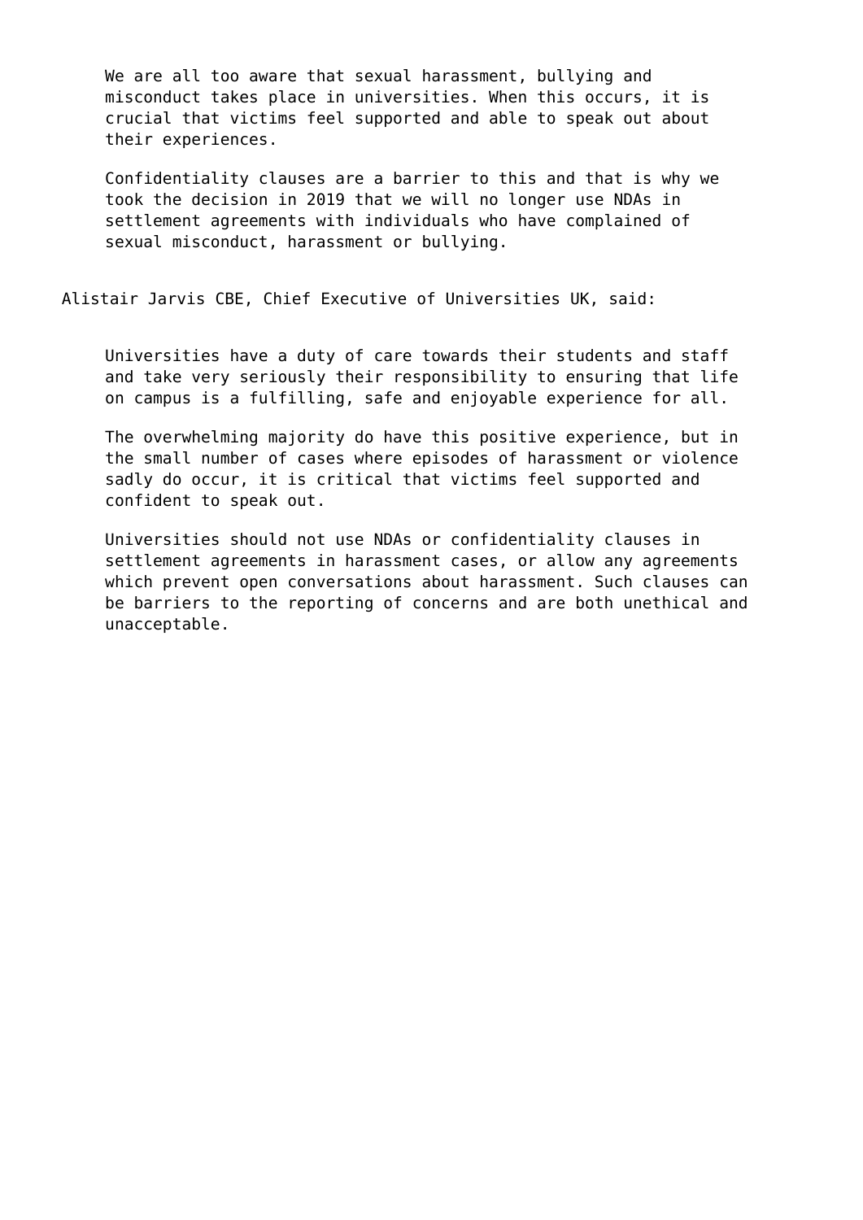> We are all too aware that sexual harassment, bullying and misconduct takes place in universities. When this occurs, it is crucial that victims feel supported and able to speak out about their experiences.
>
> Confidentiality clauses are a barrier to this and that is why we took the decision in 2019 that we will no longer use NDAs in settlement agreements with individuals who have complained of sexual misconduct, harassment or bullying.

Alistair Jarvis CBE, Chief Executive of Universities UK, said:

> Universities have a duty of care towards their students and staff and take very seriously their responsibility to ensuring that life on campus is a fulfilling, safe and enjoyable experience for all.
>
> The overwhelming majority do have this positive experience, but in the small number of cases where episodes of harassment or violence sadly do occur, it is critical that victims feel supported and confident to speak out.
>
> Universities should not use NDAs or confidentiality clauses in settlement agreements in harassment cases, or allow any agreements which prevent open conversations about harassment. Such clauses can be barriers to the reporting of concerns and are both unethical and unacceptable.